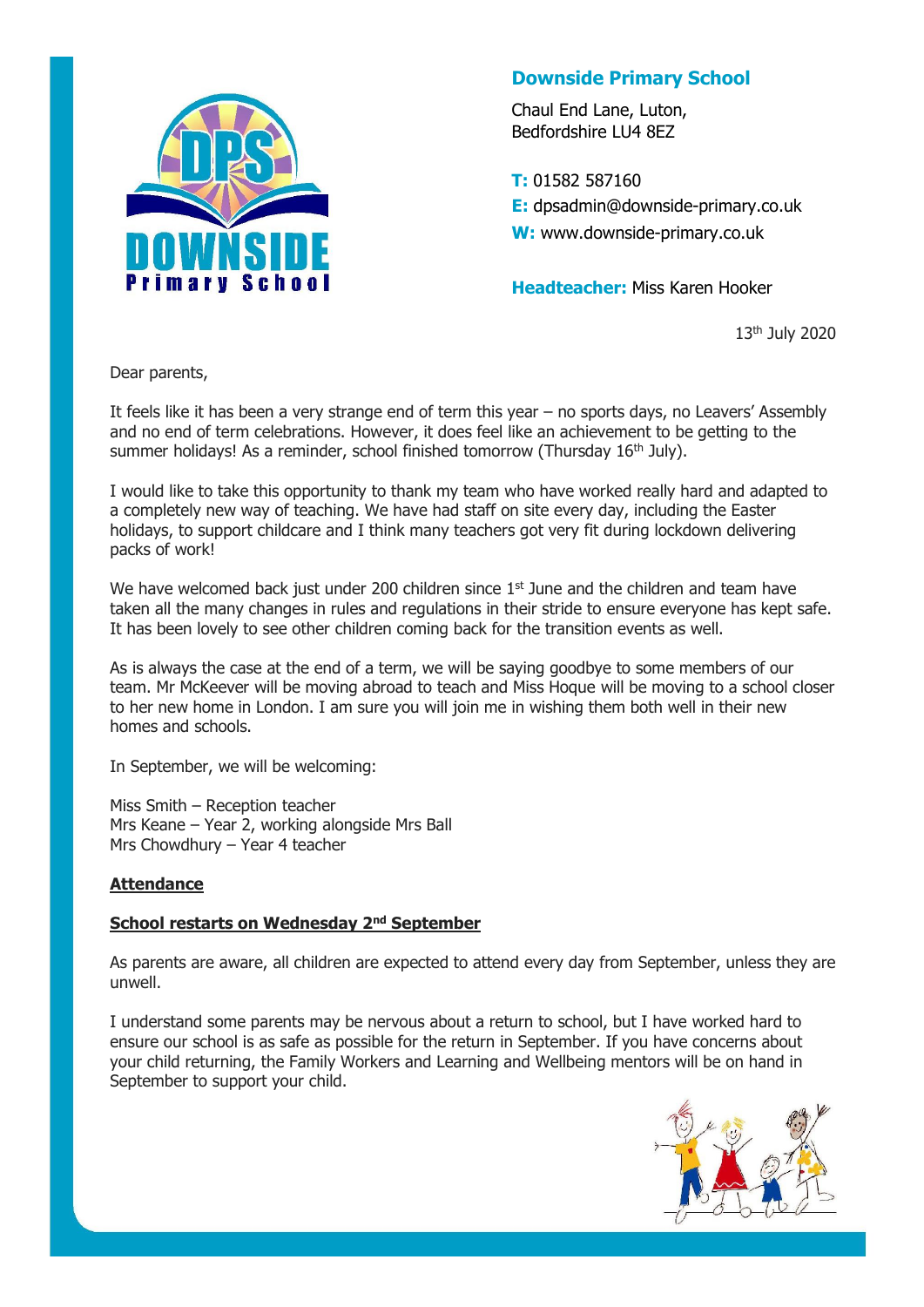**Downside Primary School**

Chaul End Lane, Luton,
Bedfordshire LU4 8EZ

**T:** 01582 587160
**E:** dpsadmin@downside-primary.co.uk
**W:** www.downside-primary.co.uk

**Headteacher:** Miss Karen Hooker

13th July 2020

Dear parents,

It feels like it has been a very strange end of term this year – no sports days, no Leavers' Assembly and no end of term celebrations. However, it does feel like an achievement to be getting to the summer holidays! As a reminder, school finished tomorrow (Thursday 16th July).

I would like to take this opportunity to thank my team who have worked really hard and adapted to a completely new way of teaching. We have had staff on site every day, including the Easter holidays, to support childcare and I think many teachers got very fit during lockdown delivering packs of work!

We have welcomed back just under 200 children since 1st June and the children and team have taken all the many changes in rules and regulations in their stride to ensure everyone has kept safe. It has been lovely to see other children coming back for the transition events as well.

As is always the case at the end of a term, we will be saying goodbye to some members of our team. Mr McKeever will be moving abroad to teach and Miss Hoque will be moving to a school closer to her new home in London. I am sure you will join me in wishing them both well in their new homes and schools.

In September, we will be welcoming:

Miss Smith – Reception teacher
Mrs Keane – Year 2, working alongside Mrs Ball
Mrs Chowdhury – Year 4 teacher

**Attendance**

**School restarts on Wednesday 2nd September**

As parents are aware, all children are expected to attend every day from September, unless they are unwell.

I understand some parents may be nervous about a return to school, but I have worked hard to ensure our school is as safe as possible for the return in September. If you have concerns about your child returning, the Family Workers and Learning and Wellbeing mentors will be on hand in September to support your child.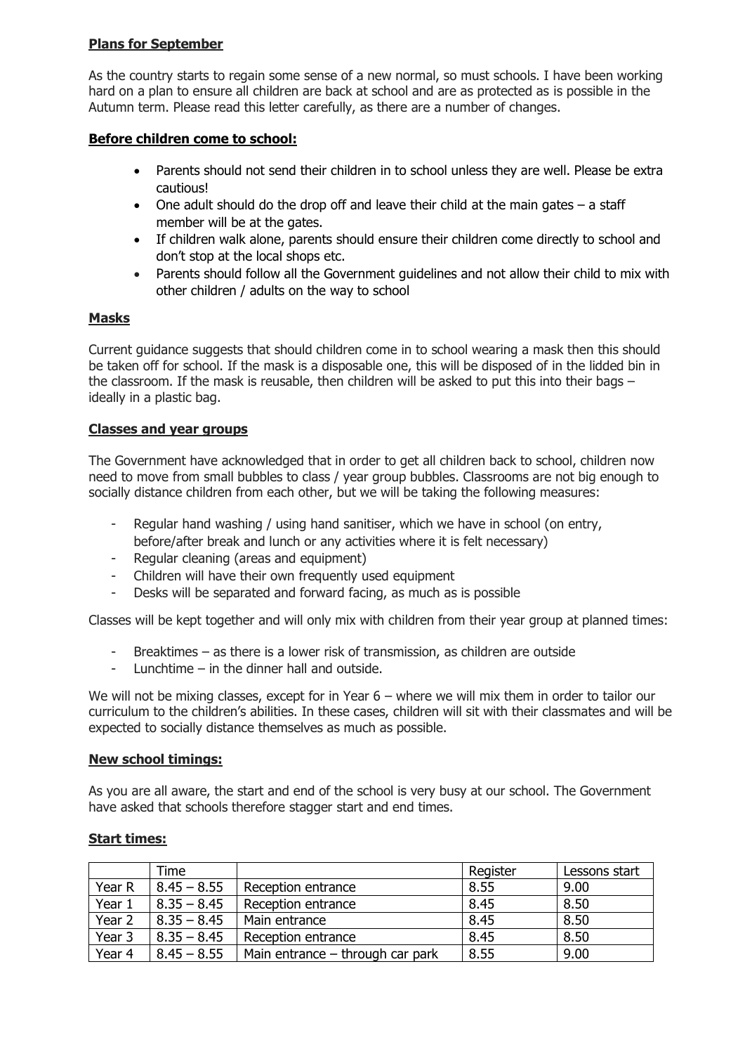## **Plans for September**

As the country starts to regain some sense of a new normal, so must schools. I have been working hard on a plan to ensure all children are back at school and are as protected as is possible in the Autumn term. Please read this letter carefully, as there are a number of changes.

### **Before children come to school:**

- Parents should not send their children in to school unless they are well. Please be extra cautious!
- One adult should do the drop off and leave their child at the main gates – a staff member will be at the gates.
- If children walk alone, parents should ensure their children come directly to school and don't stop at the local shops etc.
- Parents should follow all the Government guidelines and not allow their child to mix with other children / adults on the way to school

### **Masks**

Current guidance suggests that should children come in to school wearing a mask then this should be taken off for school. If the mask is a disposable one, this will be disposed of in the lidded bin in the classroom. If the mask is reusable, then children will be asked to put this into their bags – ideally in a plastic bag.

### **Classes and year groups**

The Government have acknowledged that in order to get all children back to school, children now need to move from small bubbles to class / year group bubbles. Classrooms are not big enough to socially distance children from each other, but we will be taking the following measures:

- Regular hand washing / using hand sanitiser, which we have in school (on entry, before/after break and lunch or any activities where it is felt necessary)
- Regular cleaning (areas and equipment)
- Children will have their own frequently used equipment
- Desks will be separated and forward facing, as much as is possible

Classes will be kept together and will only mix with children from their year group at planned times:

- Breaktimes – as there is a lower risk of transmission, as children are outside
- Lunchtime – in the dinner hall and outside.

We will not be mixing classes, except for in Year 6 – where we will mix them in order to tailor our curriculum to the children's abilities. In these cases, children will sit with their classmates and will be expected to socially distance themselves as much as possible.

### **New school timings:**

As you are all aware, the start and end of the school is very busy at our school. The Government have asked that schools therefore stagger start and end times.

### **Start times:**

| | Time | | Register | Lessons start |
|---|---|---|---|---|
| Year R | 8.45 – 8.55 | Reception entrance | 8.55 | 9.00 |
| Year 1 | 8.35 – 8.45 | Reception entrance | 8.45 | 8.50 |
| Year 2 | 8.35 – 8.45 | Main entrance | 8.45 | 8.50 |
| Year 3 | 8.35 – 8.45 | Reception entrance | 8.45 | 8.50 |
| Year 4 | 8.45 – 8.55 | Main entrance – through car park | 8.55 | 9.00 |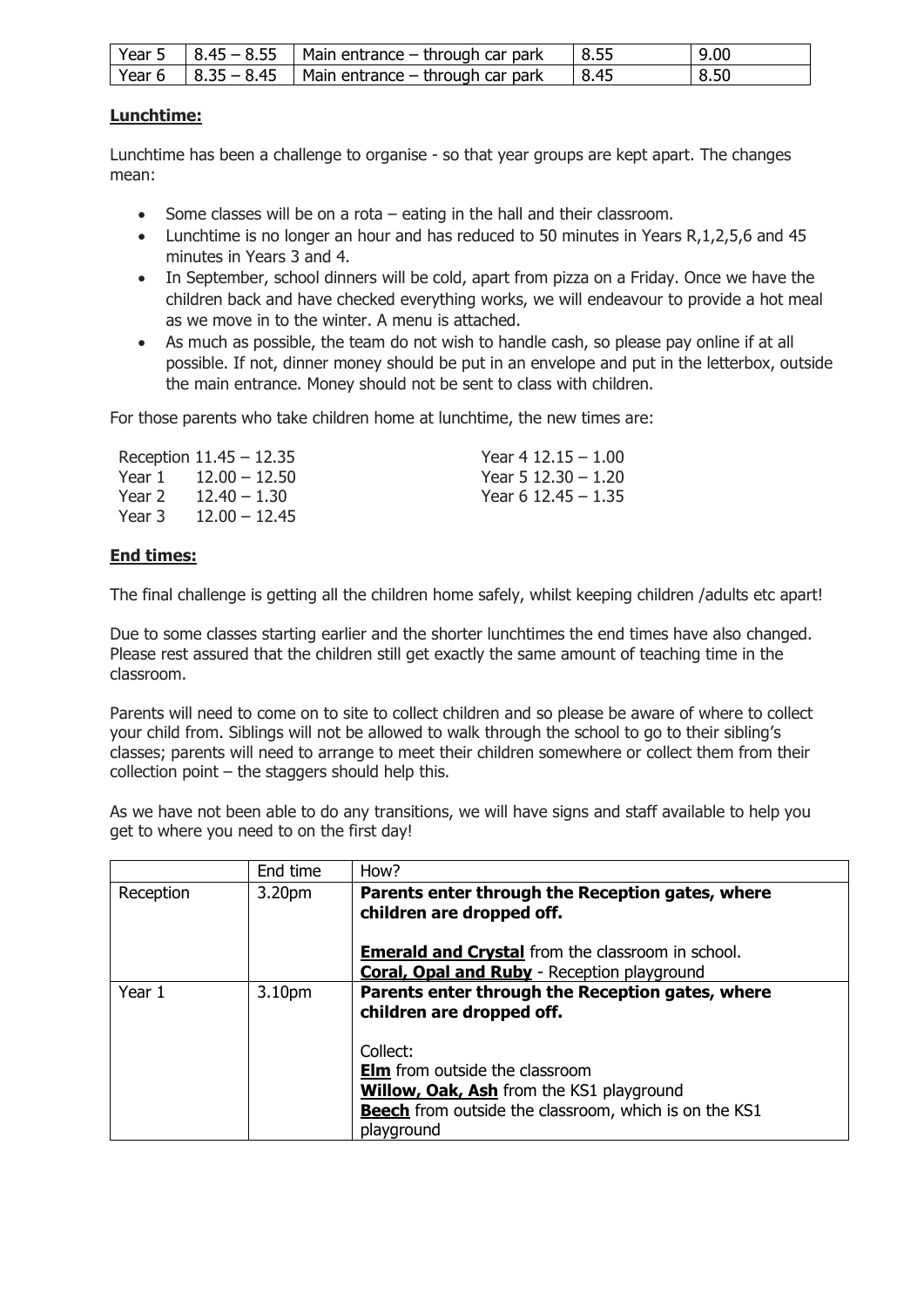| Year 5 | 8.45 – 8.55 | Main entrance – through car park | 8.55 | 9.00 |
|---|---|---|---|---|
| Year 6 | 8.35 – 8.45 | Main entrance – through car park | 8.45 | 8.50 |

**Lunchtime:**

Lunchtime has been a challenge to organise - so that year groups are kept apart. The changes mean:

- Some classes will be on a rota – eating in the hall and their classroom.
- Lunchtime is no longer an hour and has reduced to 50 minutes in Years R,1,2,5,6 and 45 minutes in Years 3 and 4.
- In September, school dinners will be cold, apart from pizza on a Friday. Once we have the children back and have checked everything works, we will endeavour to provide a hot meal as we move in to the winter. A menu is attached.
- As much as possible, the team do not wish to handle cash, so please pay online if at all possible. If not, dinner money should be put in an envelope and put in the letterbox, outside the main entrance. Money should not be sent to class with children.

For those parents who take children home at lunchtime, the new times are:

Reception 11.45 – 12.35
Year 1 12.00 – 12.50
Year 2 12.40 – 1.30
Year 3 12.00 – 12.45
Year 4 12.15 – 1.00
Year 5 12.30 – 1.20
Year 6 12.45 – 1.35

**End times:**

The final challenge is getting all the children home safely, whilst keeping children /adults etc apart!

Due to some classes starting earlier and the shorter lunchtimes the end times have also changed. Please rest assured that the children still get exactly the same amount of teaching time in the classroom.

Parents will need to come on to site to collect children and so please be aware of where to collect your child from. Siblings will not be allowed to walk through the school to go to their sibling's classes; parents will need to arrange to meet their children somewhere or collect them from their collection point – the staggers should help this.

As we have not been able to do any transitions, we will have signs and staff available to help you get to where you need to on the first day!

| | End time | How? |
|---|---|---|
| Reception | 3.20pm | **Parents enter through the Reception gates, where children are dropped off.**<br><br>**Emerald and Crystal** from the classroom in school.<br>**Coral, Opal and Ruby** - Reception playground |
| Year 1 | 3.10pm | **Parents enter through the Reception gates, where children are dropped off.**<br><br>Collect:<br>**Elm** from outside the classroom<br>**Willow, Oak, Ash** from the KS1 playground<br>**Beech** from outside the classroom, which is on the KS1 playground |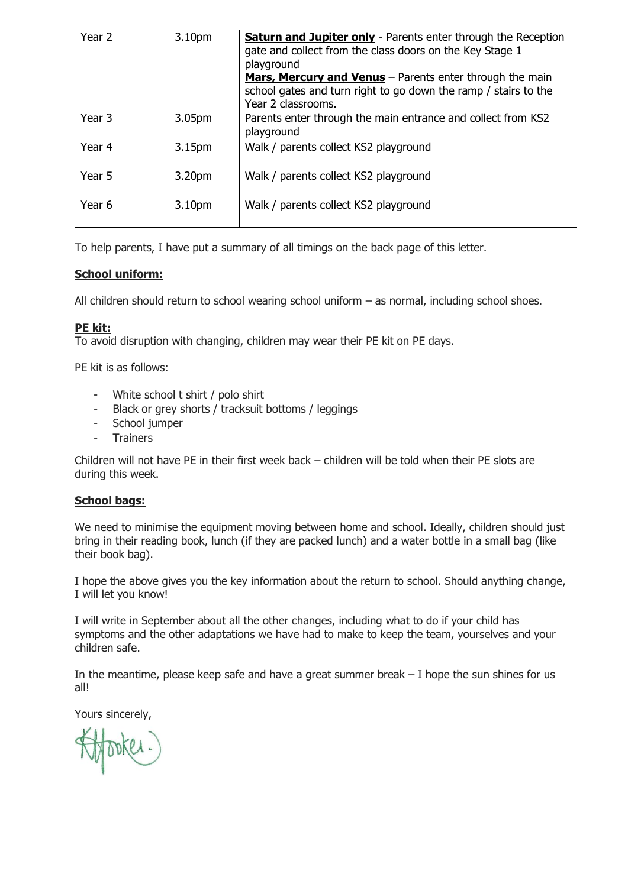| | | |
|---|---|---|
| Year 2 | 3.10pm | **Saturn and Jupiter only** - Parents enter through the Reception gate and collect from the class doors on the Key Stage 1 playground<br>**Mars, Mercury and Venus** – Parents enter through the main school gates and turn right to go down the ramp / stairs to the Year 2 classrooms. |
| Year 3 | 3.05pm | Parents enter through the main entrance and collect from KS2 playground |
| Year 4 | 3.15pm | Walk / parents collect KS2 playground |
| Year 5 | 3.20pm | Walk / parents collect KS2 playground |
| Year 6 | 3.10pm | Walk / parents collect KS2 playground |

To help parents, I have put a summary of all timings on the back page of this letter.

**School uniform:**

All children should return to school wearing school uniform – as normal, including school shoes.

**PE kit:**

To avoid disruption with changing, children may wear their PE kit on PE days.

PE kit is as follows:

- White school t shirt / polo shirt
- Black or grey shorts / tracksuit bottoms / leggings
- School jumper
- Trainers

Children will not have PE in their first week back – children will be told when their PE slots are during this week.

**School bags:**

We need to minimise the equipment moving between home and school. Ideally, children should just bring in their reading book, lunch (if they are packed lunch) and a water bottle in a small bag (like their book bag).

I hope the above gives you the key information about the return to school. Should anything change, I will let you know!

I will write in September about all the other changes, including what to do if your child has symptoms and the other adaptations we have had to make to keep the team, yourselves and your children safe.

In the meantime, please keep safe and have a great summer break – I hope the sun shines for us all!

Yours sincerely,

KHooker.